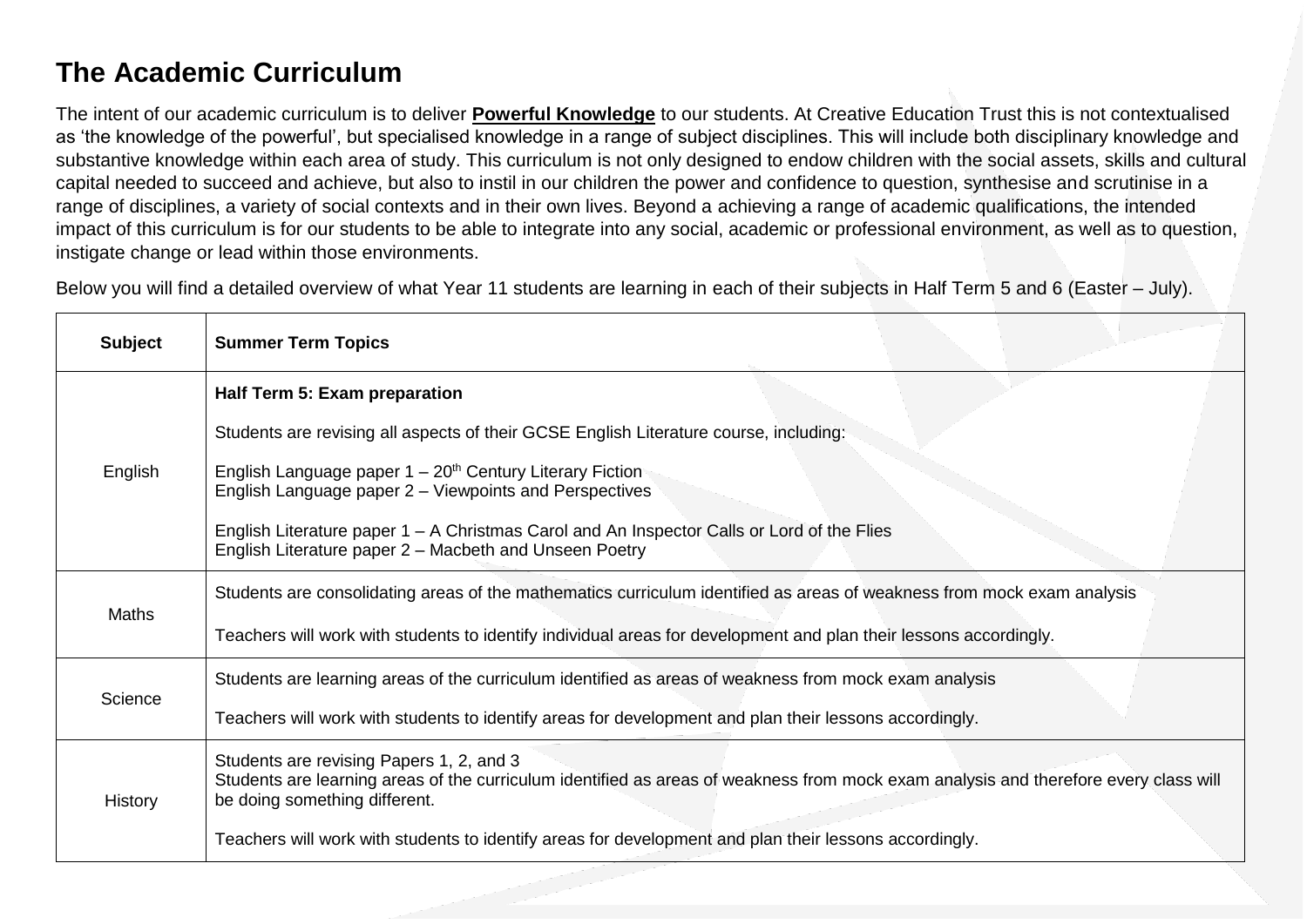# The Academic Curriculum

The intent of our academic curriculum is to deliver **Powerful Knowledge** to our students. At Creative Education Trust this is not contextualised as 'the knowledge of the powerful', but specialised knowledge in a range of subject disciplines. This will include both disciplinary knowledge and substantive knowledge within each area of study. This curriculum is not only designed to endow children with the social assets, skills and cultural capital needed to succeed and achieve, but also to instil in our children the power and confidence to question, synthesise and scrutinise in a range of disciplines, a variety of social contexts and in their own lives. Beyond a achieving a range of academic qualifications, the intended impact of this curriculum is for our students to be able to integrate into any social, academic or professional environment, as well as to question, instigate change or lead within those environments.

Below you will find a detailed overview of what Year 11 students are learning in each of their subjects in Half Term 5 and 6 (Easter – July).

| Subject | Summer Term Topics |
|---|---|
| English | **Half Term 5: Exam preparation**<br><br>Students are revising all aspects of their GCSE English Literature course, including:<br><br>English Language paper 1 – 20th Century Literary Fiction<br>English Language paper 2 – Viewpoints and Perspectives<br><br>English Literature paper 1 – A Christmas Carol and An Inspector Calls or Lord of the Flies<br>English Literature paper 2 – Macbeth and Unseen Poetry |
| Maths | Students are consolidating areas of the mathematics curriculum identified as areas of weakness from mock exam analysis<br><br>Teachers will work with students to identify individual areas for development and plan their lessons accordingly. |
| Science | Students are learning areas of the curriculum identified as areas of weakness from mock exam analysis<br><br>Teachers will work with students to identify areas for development and plan their lessons accordingly. |
| History | Students are revising Papers 1, 2, and 3<br>Students are learning areas of the curriculum identified as areas of weakness from mock exam analysis and therefore every class will be doing something different.<br><br>Teachers will work with students to identify areas for development and plan their lessons accordingly. |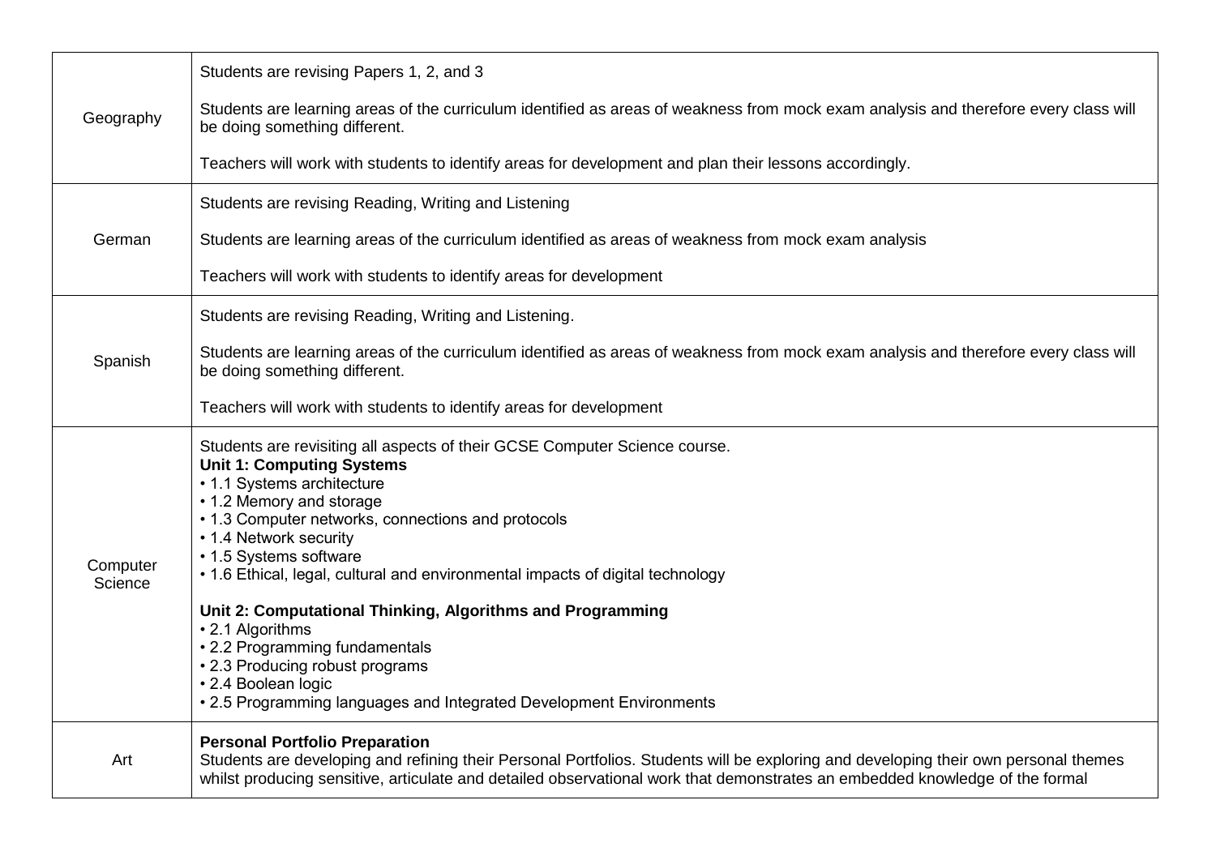| | |
|---|---|
| Geography | Students are revising Papers 1, 2, and 3<br><br>Students are learning areas of the curriculum identified as areas of weakness from mock exam analysis and therefore every class will be doing something different.<br><br>Teachers will work with students to identify areas for development and plan their lessons accordingly. |
| German | Students are revising Reading, Writing and Listening<br><br>Students are learning areas of the curriculum identified as areas of weakness from mock exam analysis<br><br>Teachers will work with students to identify areas for development |
| Spanish | Students are revising Reading, Writing and Listening.<br><br>Students are learning areas of the curriculum identified as areas of weakness from mock exam analysis and therefore every class will be doing something different.<br><br>Teachers will work with students to identify areas for development |
| Computer Science | Students are revisiting all aspects of their GCSE Computer Science course.<br>**Unit 1: Computing Systems**<br>• 1.1 Systems architecture<br>• 1.2 Memory and storage<br>• 1.3 Computer networks, connections and protocols<br>• 1.4 Network security<br>• 1.5 Systems software<br>• 1.6 Ethical, legal, cultural and environmental impacts of digital technology<br><br>**Unit 2: Computational Thinking, Algorithms and Programming**<br>• 2.1 Algorithms<br>• 2.2 Programming fundamentals<br>• 2.3 Producing robust programs<br>• 2.4 Boolean logic<br>• 2.5 Programming languages and Integrated Development Environments |
| Art | **Personal Portfolio Preparation**<br>Students are developing and refining their Personal Portfolios. Students will be exploring and developing their own personal themes whilst producing sensitive, articulate and detailed observational work that demonstrates an embedded knowledge of the formal |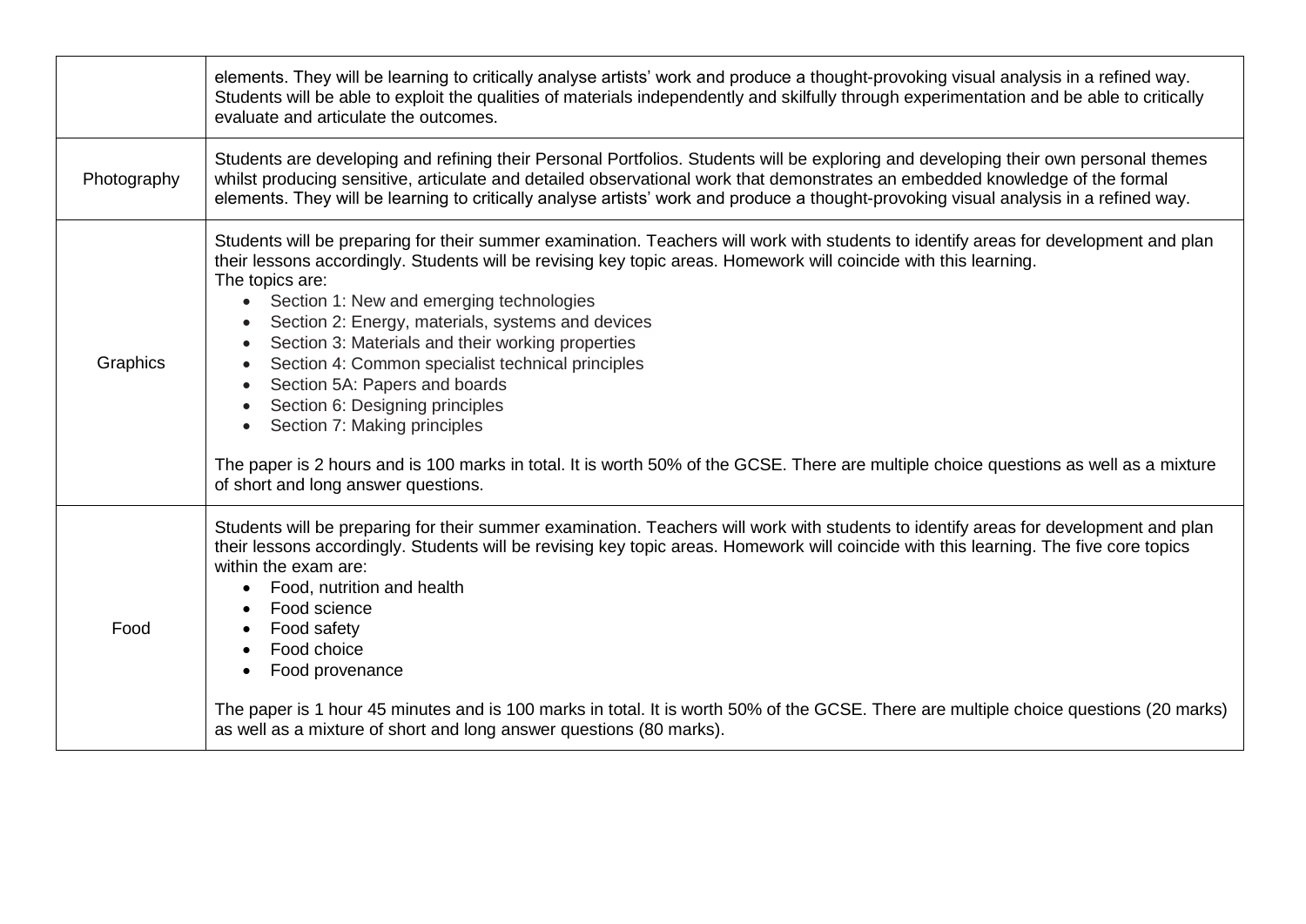| | |
|---|---|
| | elements. They will be learning to critically analyse artists' work and produce a thought-provoking visual analysis in a refined way. Students will be able to exploit the qualities of materials independently and skilfully through experimentation and be able to critically evaluate and articulate the outcomes. |
| Photography | Students are developing and refining their Personal Portfolios. Students will be exploring and developing their own personal themes whilst producing sensitive, articulate and detailed observational work that demonstrates an embedded knowledge of the formal elements. They will be learning to critically analyse artists' work and produce a thought-provoking visual analysis in a refined way. |
| Graphics | Students will be preparing for their summer examination. Teachers will work with students to identify areas for development and plan their lessons accordingly. Students will be revising key topic areas. Homework will coincide with this learning.<br>The topics are:<br>• Section 1: New and emerging technologies<br>• Section 2: Energy, materials, systems and devices<br>• Section 3: Materials and their working properties<br>• Section 4: Common specialist technical principles<br>• Section 5A: Papers and boards<br>• Section 6: Designing principles<br>• Section 7: Making principles<br><br>The paper is 2 hours and is 100 marks in total. It is worth 50% of the GCSE. There are multiple choice questions as well as a mixture of short and long answer questions. |
| Food | Students will be preparing for their summer examination. Teachers will work with students to identify areas for development and plan their lessons accordingly. Students will be revising key topic areas. Homework will coincide with this learning. The five core topics within the exam are:<br>• Food, nutrition and health<br>• Food science<br>• Food safety<br>• Food choice<br>• Food provenance<br><br>The paper is 1 hour 45 minutes and is 100 marks in total. It is worth 50% of the GCSE. There are multiple choice questions (20 marks) as well as a mixture of short and long answer questions (80 marks). |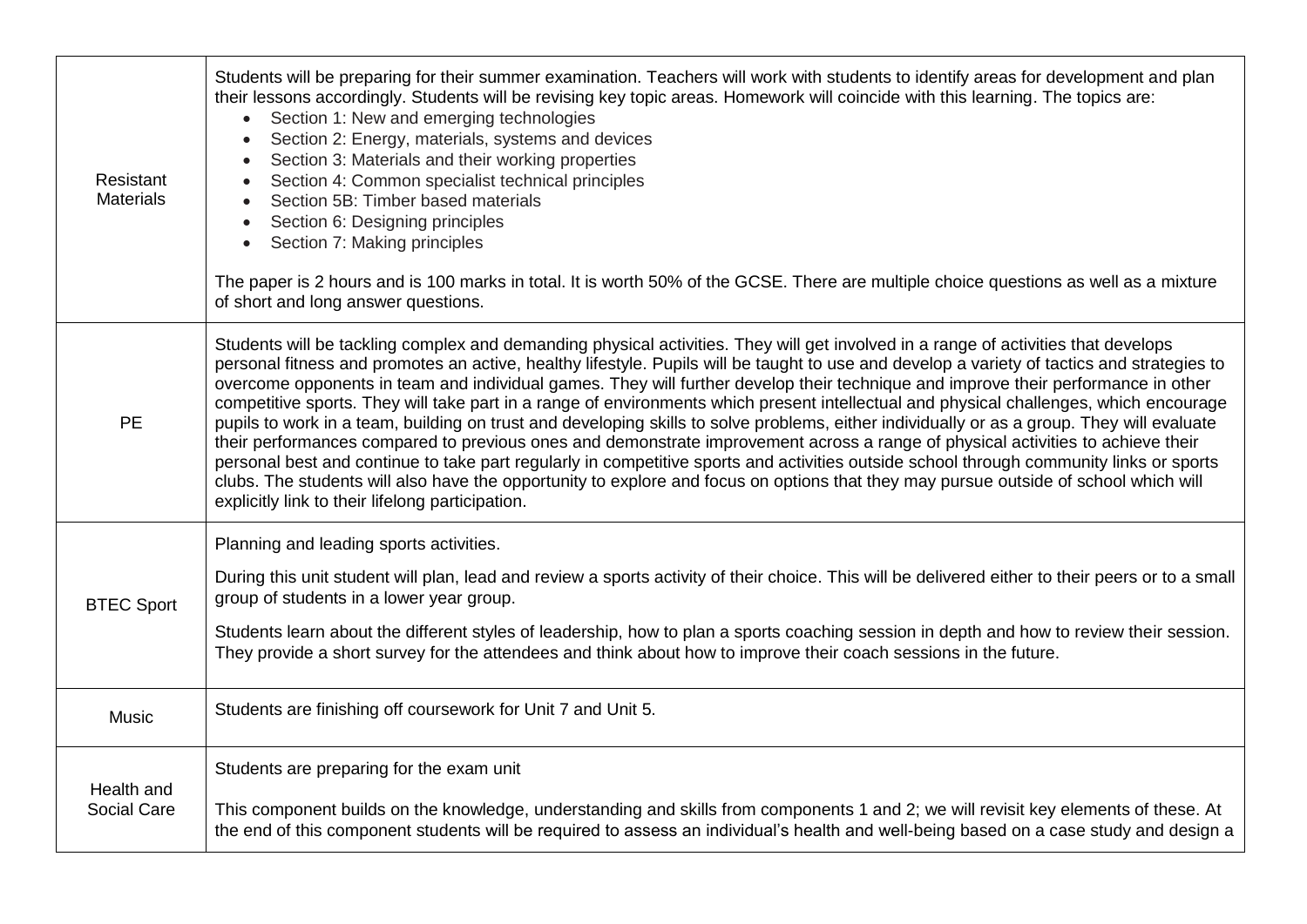| | |
|---|---|
| Resistant Materials | Students will be preparing for their summer examination. Teachers will work with students to identify areas for development and plan their lessons accordingly. Students will be revising key topic areas. Homework will coincide with this learning. The topics are:<br>• Section 1: New and emerging technologies<br>• Section 2: Energy, materials, systems and devices<br>• Section 3: Materials and their working properties<br>• Section 4: Common specialist technical principles<br>• Section 5B: Timber based materials<br>• Section 6: Designing principles<br>• Section 7: Making principles<br><br>The paper is 2 hours and is 100 marks in total. It is worth 50% of the GCSE. There are multiple choice questions as well as a mixture of short and long answer questions. |
| PE | Students will be tackling complex and demanding physical activities. They will get involved in a range of activities that develops personal fitness and promotes an active, healthy lifestyle. Pupils will be taught to use and develop a variety of tactics and strategies to overcome opponents in team and individual games. They will further develop their technique and improve their performance in other competitive sports. They will take part in a range of environments which present intellectual and physical challenges, which encourage pupils to work in a team, building on trust and developing skills to solve problems, either individually or as a group. They will evaluate their performances compared to previous ones and demonstrate improvement across a range of physical activities to achieve their personal best and continue to take part regularly in competitive sports and activities outside school through community links or sports clubs. The students will also have the opportunity to explore and focus on options that they may pursue outside of school which will explicitly link to their lifelong participation. |
| BTEC Sport | Planning and leading sports activities.<br><br>During this unit student will plan, lead and review a sports activity of their choice. This will be delivered either to their peers or to a small group of students in a lower year group.<br><br>Students learn about the different styles of leadership, how to plan a sports coaching session in depth and how to review their session. They provide a short survey for the attendees and think about how to improve their coach sessions in the future. |
| Music | Students are finishing off coursework for Unit 7 and Unit 5. |
| Health and Social Care | Students are preparing for the exam unit<br><br>This component builds on the knowledge, understanding and skills from components 1 and 2; we will revisit key elements of these. At the end of this component students will be required to assess an individual's health and well-being based on a case study and design a |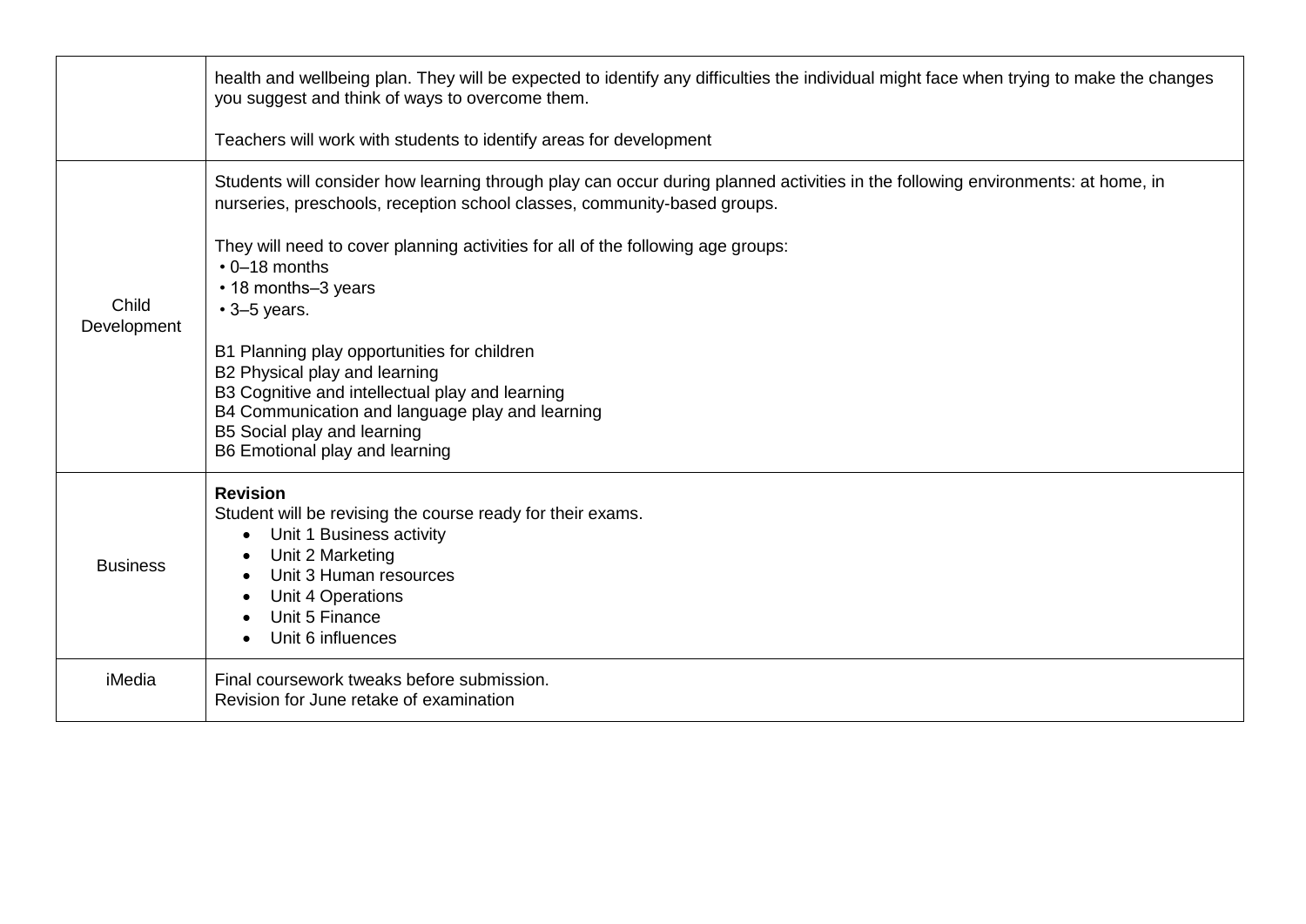| | |
|---|---|
| | health and wellbeing plan. They will be expected to identify any difficulties the individual might face when trying to make the changes you suggest and think of ways to overcome them.<br><br>Teachers will work with students to identify areas for development |
| Child Development | Students will consider how learning through play can occur during planned activities in the following environments: at home, in nurseries, preschools, reception school classes, community-based groups.<br><br>They will need to cover planning activities for all of the following age groups:<br>• 0–18 months<br>• 18 months–3 years<br>• 3–5 years.<br><br>B1 Planning play opportunities for children<br>B2 Physical play and learning<br>B3 Cognitive and intellectual play and learning<br>B4 Communication and language play and learning<br>B5 Social play and learning<br>B6 Emotional play and learning |
| Business | **Revision**<br>Student will be revising the course ready for their exams.<br>• Unit 1 Business activity<br>• Unit 2 Marketing<br>• Unit 3 Human resources<br>• Unit 4 Operations<br>• Unit 5 Finance<br>• Unit 6 influences |
| iMedia | Final coursework tweaks before submission.<br>Revision for June retake of examination |